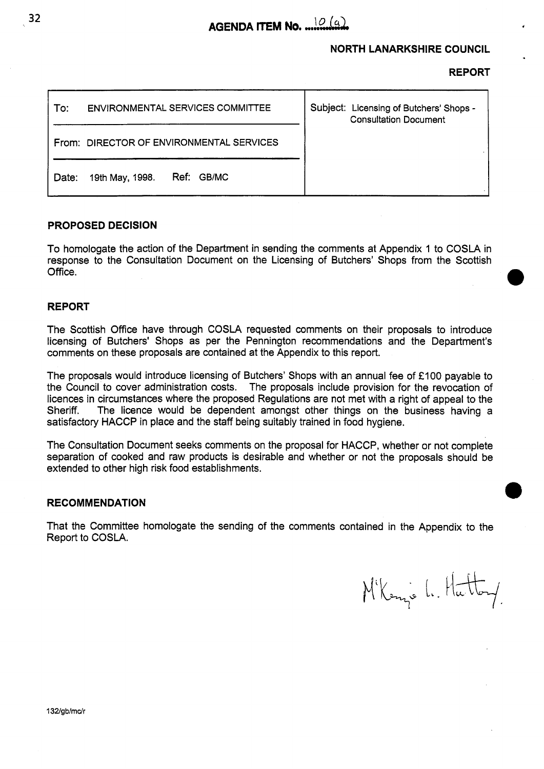# AGENDA ITEM No. 10(a)

**NORTH LANARKSHIRE COUNCIL**

**REPORT**

| To: ENVIRONMENTAL SERVICES COMMITTEE | Subject: Licensing of Butchers' Shops - Consultation Document |
|---|---|
| From: DIRECTOR OF ENVIRONMENTAL SERVICES | |
| Date: 19th May, 1998. Ref: GB/MC | |

## PROPOSED DECISION

To homologate the action of the Department in sending the comments at Appendix 1 to COSLA in response to the Consultation Document on the Licensing of Butchers' Shops from the Scottish Office.

## REPORT

The Scottish Office have through COSLA requested comments on their proposals to introduce licensing of Butchers' Shops as per the Pennington recommendations and the Department's comments on these proposals are contained at the Appendix to this report.

The proposals would introduce licensing of Butchers' Shops with an annual fee of £100 payable to the Council to cover administration costs. The proposals include provision for the revocation of licences in circumstances where the proposed Regulations are not met with a right of appeal to the Sheriff. The licence would be dependent amongst other things on the business having a satisfactory HACCP in place and the staff being suitably trained in food hygiene.

The Consultation Document seeks comments on the proposal for HACCP, whether or not complete separation of cooked and raw products is desirable and whether or not the proposals should be extended to other high risk food establishments.

## RECOMMENDATION

That the Committee homologate the sending of the comments contained in the Appendix to the Report to COSLA.

McKenzie L. Hattery

132/gb/mc/r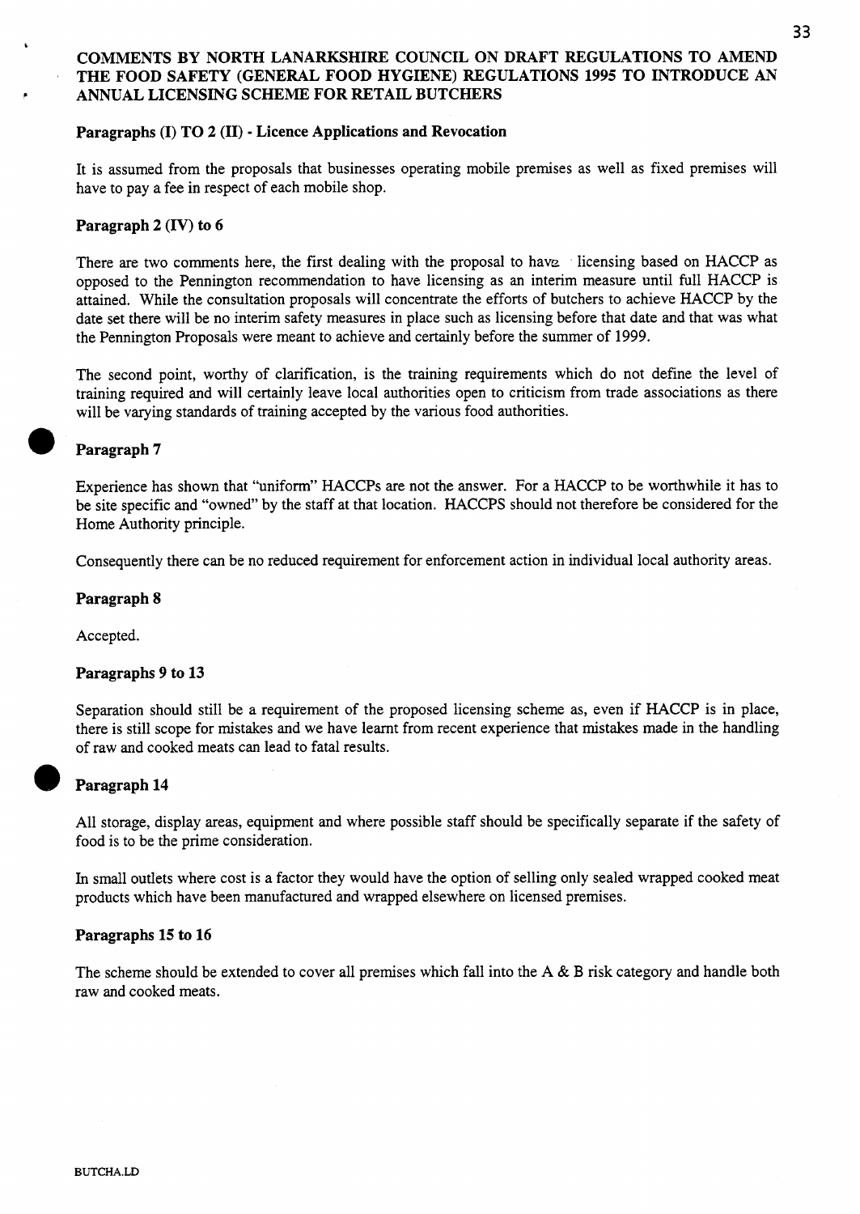# COMMENTS BY NORTH LANARKSHIRE COUNCIL ON DRAFT REGULATIONS TO AMEND THE FOOD SAFETY (GENERAL FOOD HYGIENE) REGULATIONS 1995 TO INTRODUCE AN ANNUAL LICENSING SCHEME FOR RETAIL BUTCHERS

**Paragraphs (I) TO 2 (II) - Licence Applications and Revocation**

It is assumed from the proposals that businesses operating mobile premises as well as fixed premises will have to pay a fee in respect of each mobile shop.

**Paragraph 2 (IV) to 6**

There are two comments here, the first dealing with the proposal to have licensing based on HACCP as opposed to the Pennington recommendation to have licensing as an interim measure until full HACCP is attained. While the consultation proposals will concentrate the efforts of butchers to achieve HACCP by the date set there will be no interim safety measures in place such as licensing before that date and that was what the Pennington Proposals were meant to achieve and certainly before the summer of 1999.

The second point, worthy of clarification, is the training requirements which do not define the level of training required and will certainly leave local authorities open to criticism from trade associations as there will be varying standards of training accepted by the various food authorities.

**Paragraph 7**

Experience has shown that "uniform" HACCPs are not the answer. For a HACCP to be worthwhile it has to be site specific and "owned" by the staff at that location. HACCPS should not therefore be considered for the Home Authority principle.

Consequently there can be no reduced requirement for enforcement action in individual local authority areas.

**Paragraph 8**

Accepted.

**Paragraphs 9 to 13**

Separation should still be a requirement of the proposed licensing scheme as, even if HACCP is in place, there is still scope for mistakes and we have learnt from recent experience that mistakes made in the handling of raw and cooked meats can lead to fatal results.

**Paragraph 14**

All storage, display areas, equipment and where possible staff should be specifically separate if the safety of food is to be the prime consideration.

In small outlets where cost is a factor they would have the option of selling only sealed wrapped cooked meat products which have been manufactured and wrapped elsewhere on licensed premises.

**Paragraphs 15 to 16**

The scheme should be extended to cover all premises which fall into the A & B risk category and handle both raw and cooked meats.

BUTCHA.LD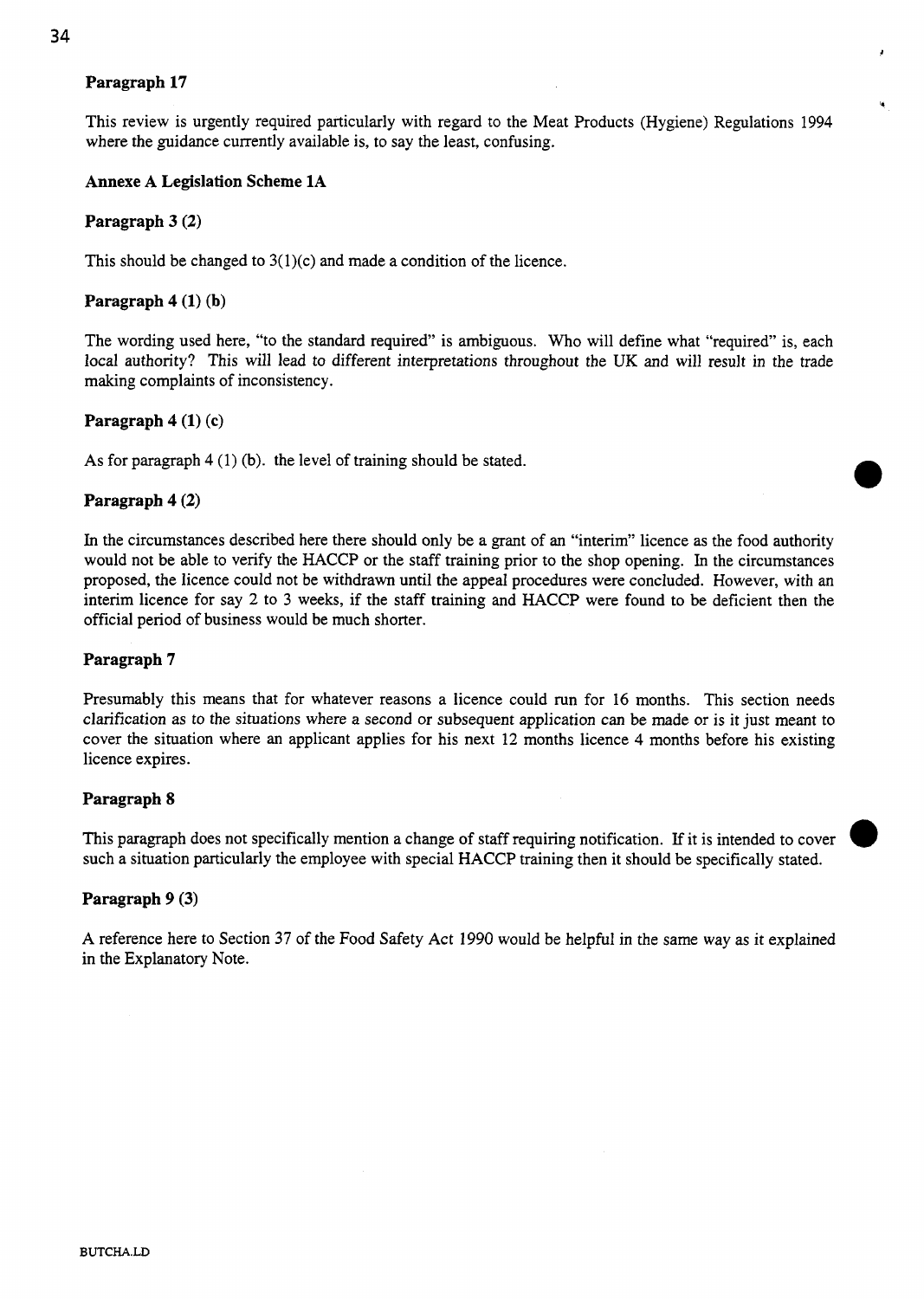**Paragraph 17**

This review is urgently required particularly with regard to the Meat Products (Hygiene) Regulations 1994 where the guidance currently available is, to say the least, confusing.

**Annexe A Legislation Scheme 1A**

**Paragraph 3 (2)**

This should be changed to 3(1)(c) and made a condition of the licence.

**Paragraph 4 (1) (b)**

The wording used here, "to the standard required" is ambiguous. Who will define what "required" is, each local authority? This will lead to different interpretations throughout the UK and will result in the trade making complaints of inconsistency.

**Paragraph 4 (1) (c)**

As for paragraph 4 (1) (b). the level of training should be stated.

**Paragraph 4 (2)**

In the circumstances described here there should only be a grant of an "interim" licence as the food authority would not be able to verify the HACCP or the staff training prior to the shop opening. In the circumstances proposed, the licence could not be withdrawn until the appeal procedures were concluded. However, with an interim licence for say 2 to 3 weeks, if the staff training and HACCP were found to be deficient then the official period of business would be much shorter.

**Paragraph 7**

Presumably this means that for whatever reasons a licence could run for 16 months. This section needs clarification as to the situations where a second or subsequent application can be made or is it just meant to cover the situation where an applicant applies for his next 12 months licence 4 months before his existing licence expires.

**Paragraph 8**

This paragraph does not specifically mention a change of staff requiring notification. If it is intended to cover such a situation particularly the employee with special HACCP training then it should be specifically stated.

**Paragraph 9 (3)**

A reference here to Section 37 of the Food Safety Act 1990 would be helpful in the same way as it explained in the Explanatory Note.

BUTCHA.LD